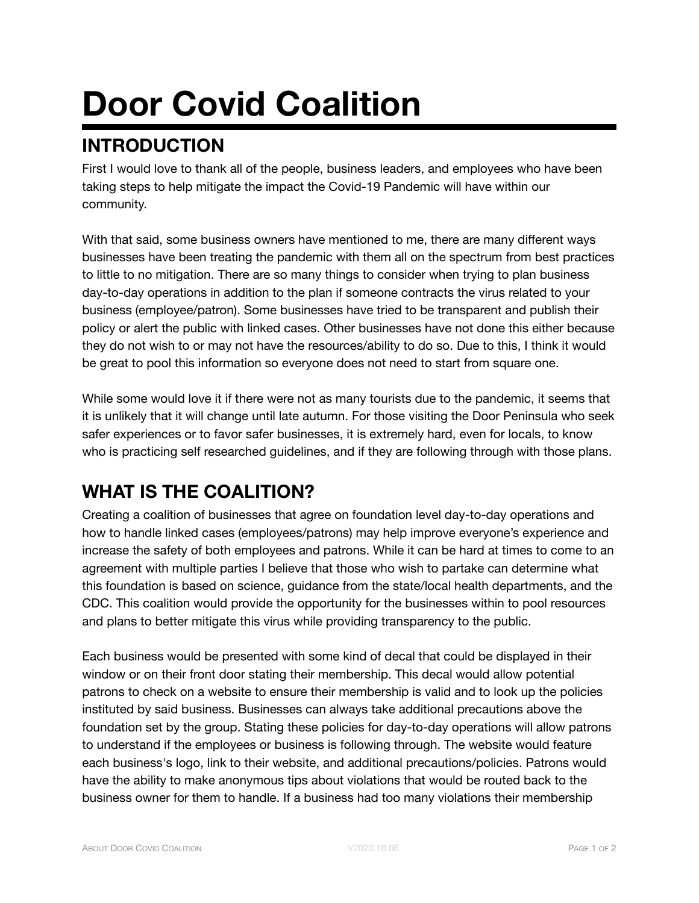# Door Covid Coalition

## INTRODUCTION

First I would love to thank all of the people, business leaders, and employees who have been taking steps to help mitigate the impact the Covid-19 Pandemic will have within our community.

With that said, some business owners have mentioned to me, there are many different ways businesses have been treating the pandemic with them all on the spectrum from best practices to little to no mitigation. There are so many things to consider when trying to plan business day-to-day operations in addition to the plan if someone contracts the virus related to your business (employee/patron). Some businesses have tried to be transparent and publish their policy or alert the public with linked cases. Other businesses have not done this either because they do not wish to or may not have the resources/ability to do so. Due to this, I think it would be great to pool this information so everyone does not need to start from square one.

While some would love it if there were not as many tourists due to the pandemic, it seems that it is unlikely that it will change until late autumn. For those visiting the Door Peninsula who seek safer experiences or to favor safer businesses, it is extremely hard, even for locals, to know who is practicing self researched guidelines, and if they are following through with those plans.

## WHAT IS THE COALITION?

Creating a coalition of businesses that agree on foundation level day-to-day operations and how to handle linked cases (employees/patrons) may help improve everyone's experience and increase the safety of both employees and patrons. While it can be hard at times to come to an agreement with multiple parties I believe that those who wish to partake can determine what this foundation is based on science, guidance from the state/local health departments, and the CDC. This coalition would provide the opportunity for the businesses within to pool resources and plans to better mitigate this virus while providing transparency to the public.

Each business would be presented with some kind of decal that could be displayed in their window or on their front door stating their membership. This decal would allow potential patrons to check on a website to ensure their membership is valid and to look up the policies instituted by said business. Businesses can always take additional precautions above the foundation set by the group. Stating these policies for day-to-day operations will allow patrons to understand if the employees or business is following through. The website would feature each business's logo, link to their website, and additional precautions/policies. Patrons would have the ability to make anonymous tips about violations that would be routed back to the business owner for them to handle. If a business had too many violations their membership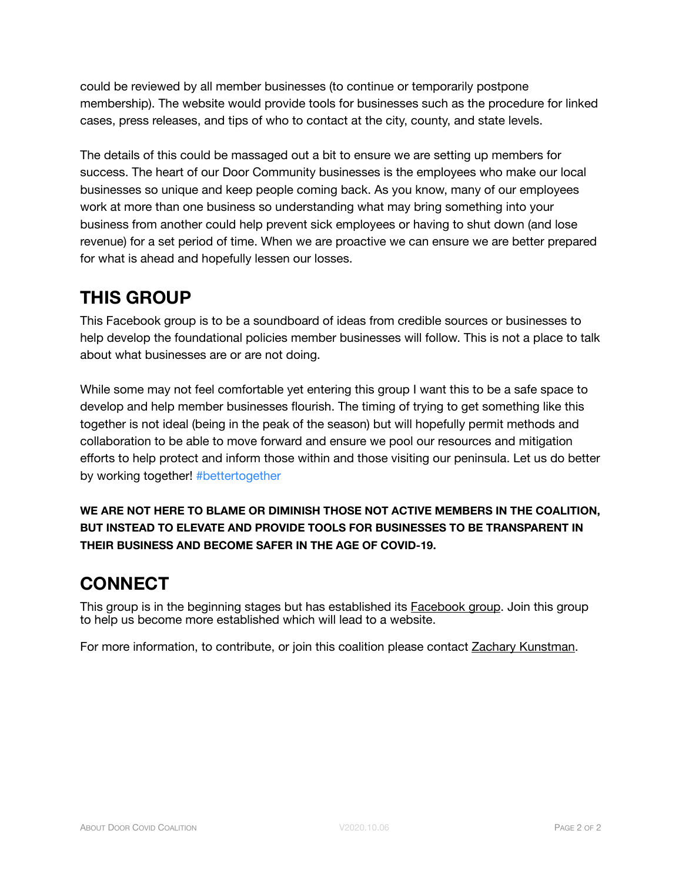could be reviewed by all member businesses (to continue or temporarily postpone membership). The website would provide tools for businesses such as the procedure for linked cases, press releases, and tips of who to contact at the city, county, and state levels.

The details of this could be massaged out a bit to ensure we are setting up members for success. The heart of our Door Community businesses is the employees who make our local businesses so unique and keep people coming back. As you know, many of our employees work at more than one business so understanding what may bring something into your business from another could help prevent sick employees or having to shut down (and lose revenue) for a set period of time. When we are proactive we can ensure we are better prepared for what is ahead and hopefully lessen our losses.

## THIS GROUP

This Facebook group is to be a soundboard of ideas from credible sources or businesses to help develop the foundational policies member businesses will follow. This is not a place to talk about what businesses are or are not doing.

While some may not feel comfortable yet entering this group I want this to be a safe space to develop and help member businesses flourish. The timing of trying to get something like this together is not ideal (being in the peak of the season) but will hopefully permit methods and collaboration to be able to move forward and ensure we pool our resources and mitigation efforts to help protect and inform those within and those visiting our peninsula. Let us do better by working together! #bettertogether

**WE ARE NOT HERE TO BLAME OR DIMINISH THOSE NOT ACTIVE MEMBERS IN THE COALITION, BUT INSTEAD TO ELEVATE AND PROVIDE TOOLS FOR BUSINESSES TO BE TRANSPARENT IN THEIR BUSINESS AND BECOME SAFER IN THE AGE OF COVID-19.**

## CONNECT

This group is in the beginning stages but has established its Facebook group. Join this group to help us become more established which will lead to a website.

For more information, to contribute, or join this coalition please contact Zachary Kunstman.